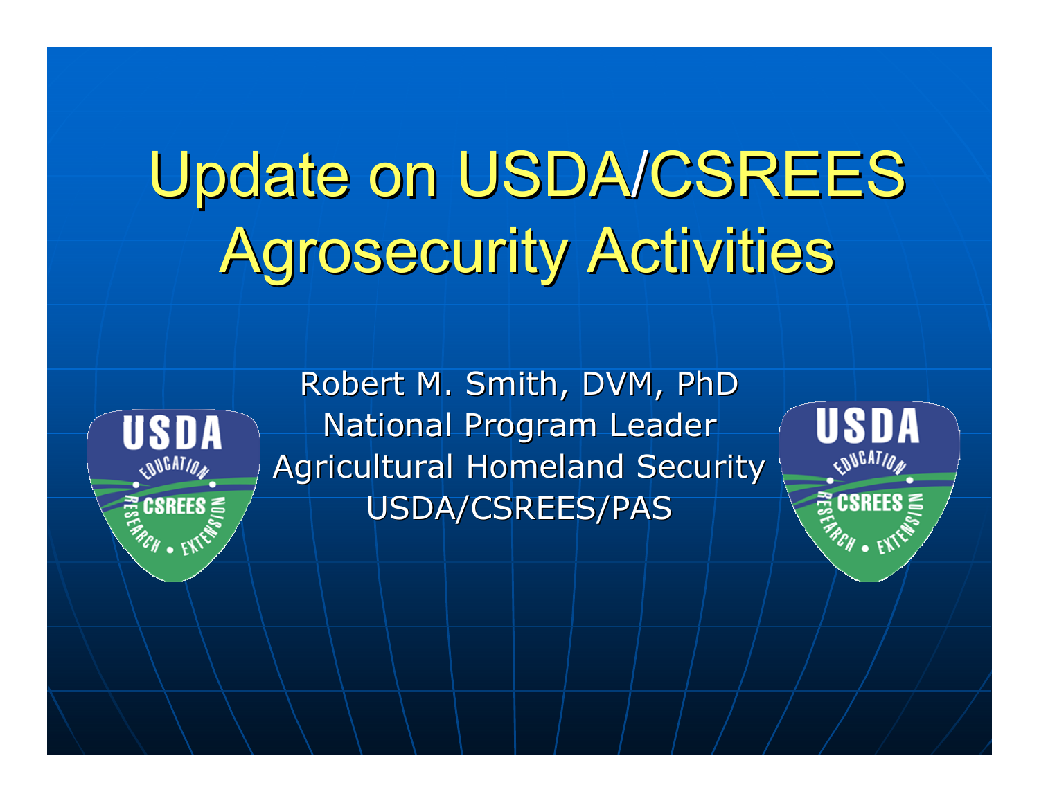# Update on USDA/CSREES Agrosecurity Activities

Robert M. Smith, DVM, PhD
National Program Leader
Agricultural Homeland Security
USDA/CSREES/PAS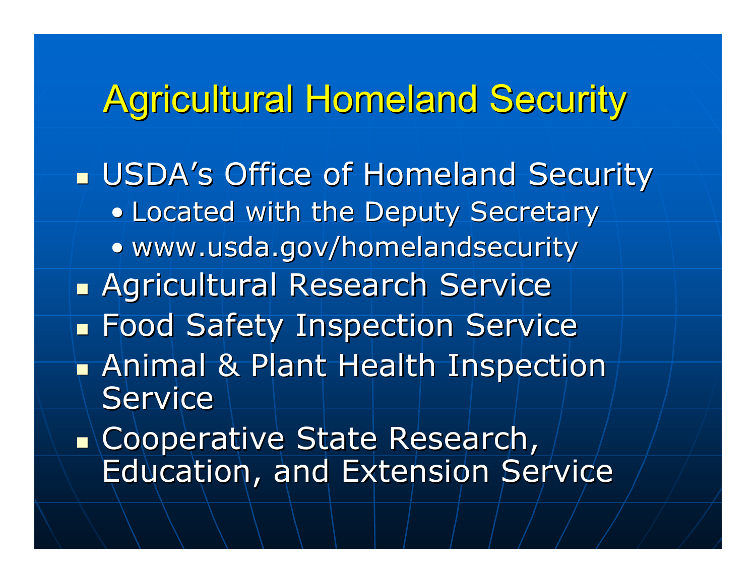# Agricultural Homeland Security

- USDA's Office of Homeland Security
  - Located with the Deputy Secretary
  - www.usda.gov/homelandsecurity
- Agricultural Research Service
- Food Safety Inspection Service
- Animal & Plant Health Inspection Service
- Cooperative State Research, Education, and Extension Service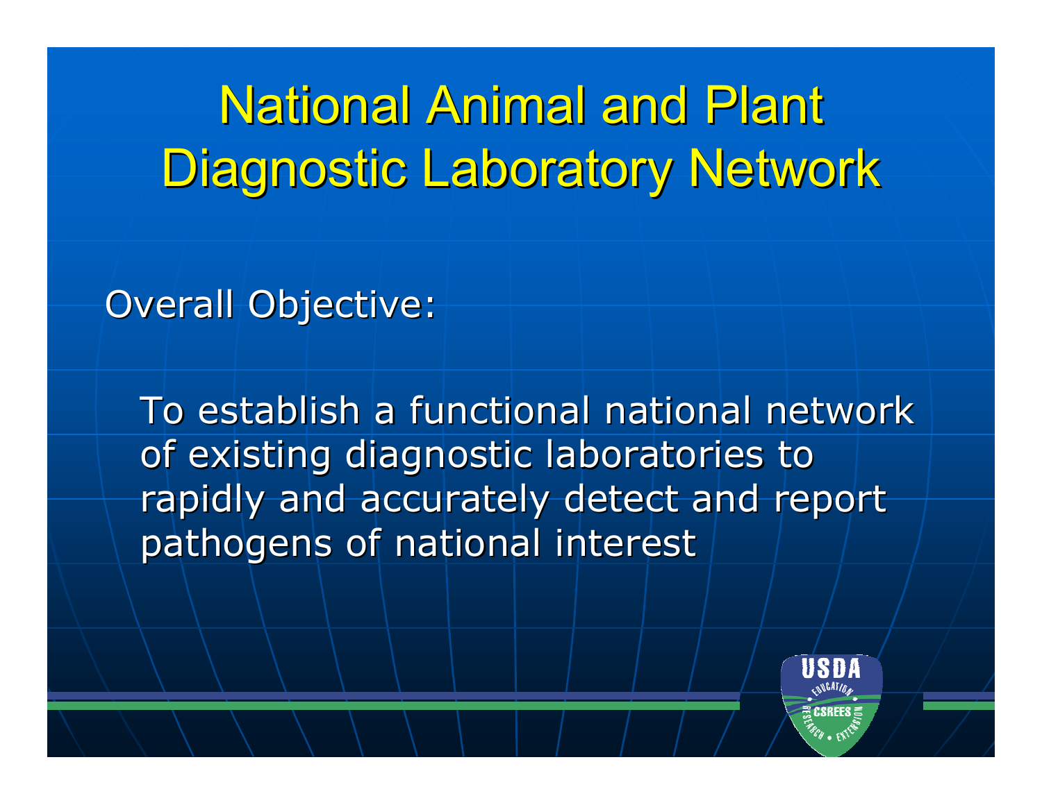# National Animal and Plant Diagnostic Laboratory Network

Overall Objective:

To establish a functional national network of existing diagnostic laboratories to rapidly and accurately detect and report pathogens of national interest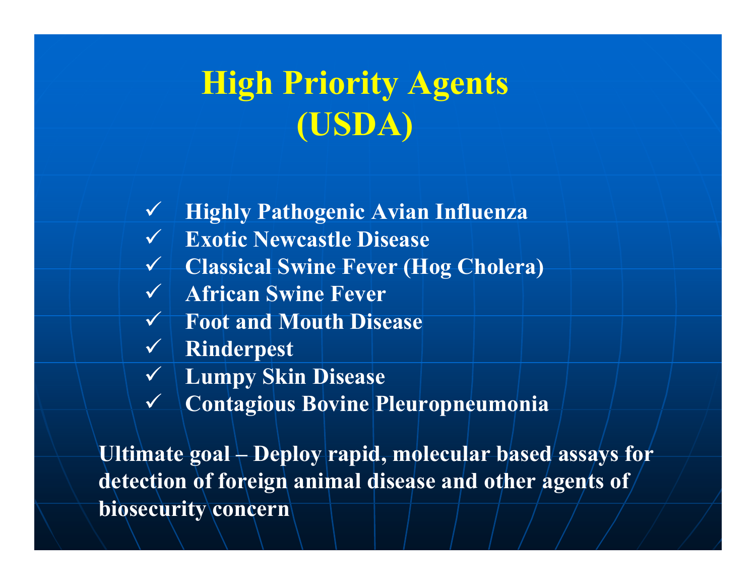# High Priority Agents (USDA)

- ✓ Highly Pathogenic Avian Influenza
- ✓ Exotic Newcastle Disease
- ✓ Classical Swine Fever (Hog Cholera)
- ✓ African Swine Fever
- ✓ Foot and Mouth Disease
- ✓ Rinderpest
- ✓ Lumpy Skin Disease
- ✓ Contagious Bovine Pleuropneumonia

**Ultimate goal – Deploy rapid, molecular based assays for detection of foreign animal disease and other agents of biosecurity concern**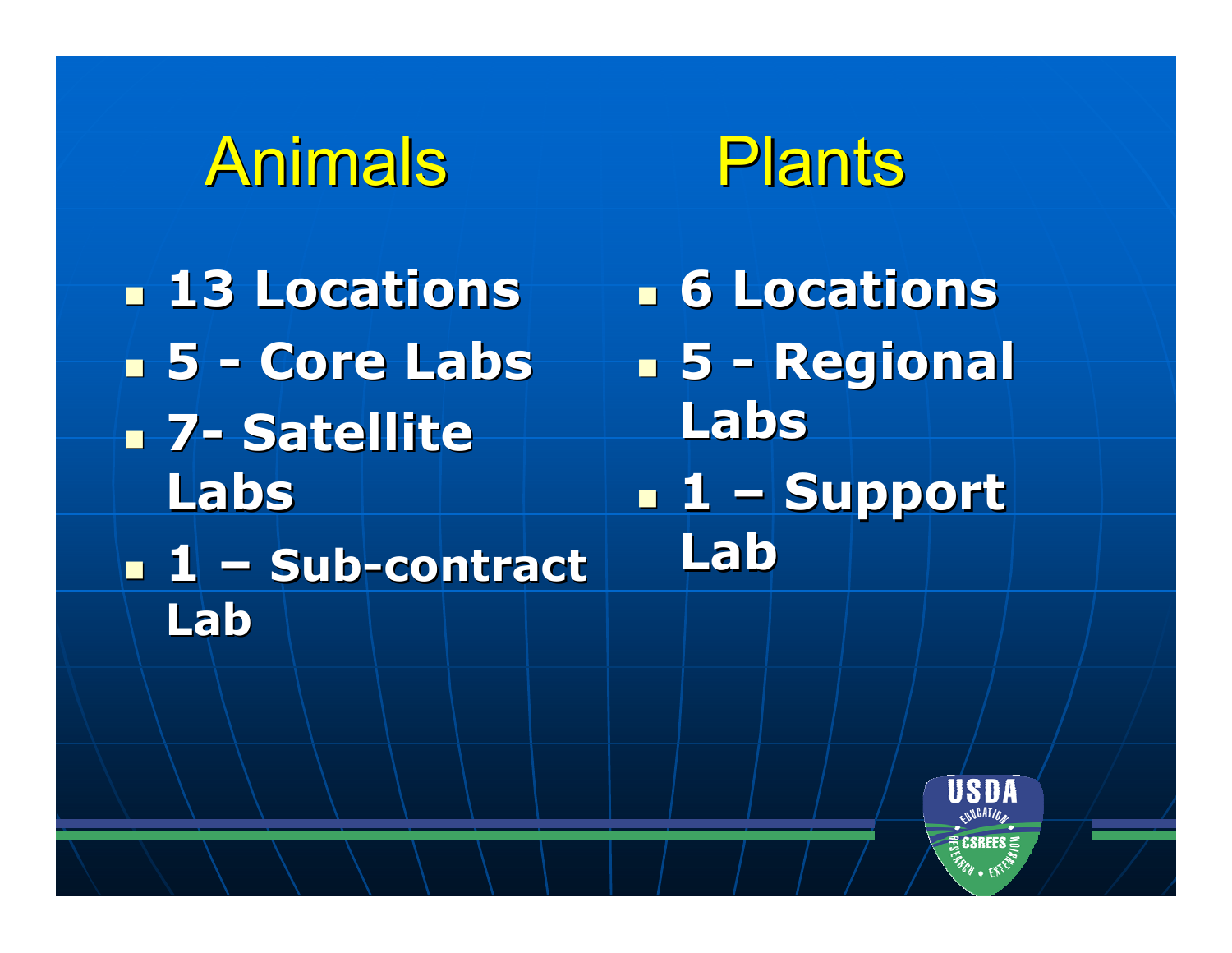## Animals

- 13 Locations
- 5 - Core Labs
- 7- Satellite Labs
- 1 – Sub-contract Lab

## Plants

- 6 Locations
- 5 - Regional Labs
- 1 – Support Lab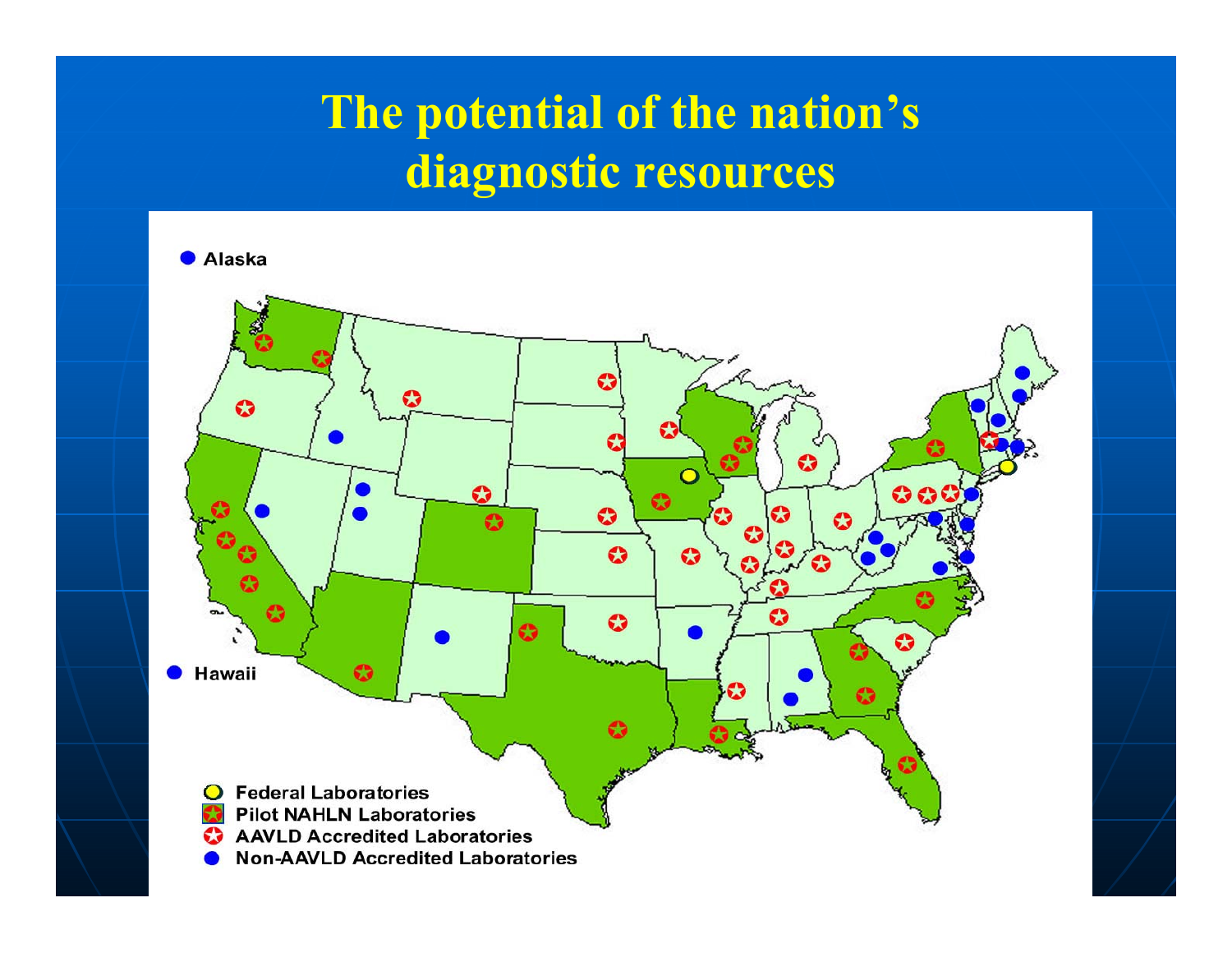# The potential of the nation's diagnostic resources

Alaska

Hawaii

- Federal Laboratories
- Pilot NAHLN Laboratories
- AAVLD Accredited Laboratories
- Non-AAVLD Accredited Laboratories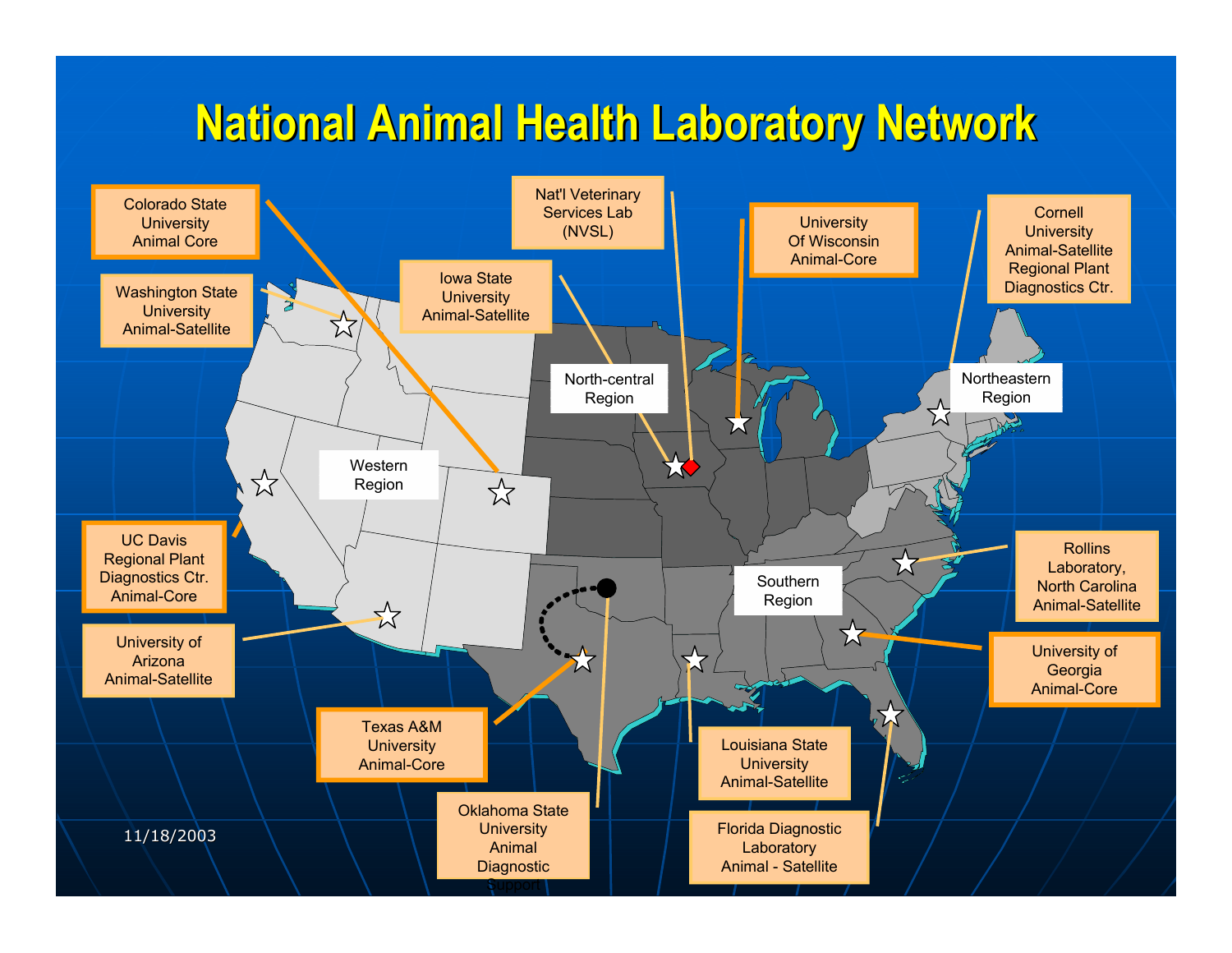# National Animal Health Laboratory Network

- Colorado State University Animal Core
- Washington State University Animal-Satellite
- Iowa State University Animal-Satellite
- Nat'l Veterinary Services Lab (NVSL)
- University Of Wisconsin Animal-Core
- Cornell University Animal-Satellite Regional Plant Diagnostics Ctr.
- UC Davis Regional Plant Diagnostics Ctr. Animal-Core
- University of Arizona Animal-Satellite
- Texas A&M University Animal-Core
- Oklahoma State University Animal Diagnostic Support
- Louisiana State University Animal-Satellite
- Florida Diagnostic Laboratory Animal - Satellite
- Rollins Laboratory, North Carolina Animal-Satellite
- University of Georgia Animal-Core

Regions: Western Region, North-central Region, Northeastern Region, Southern Region

11/18/2003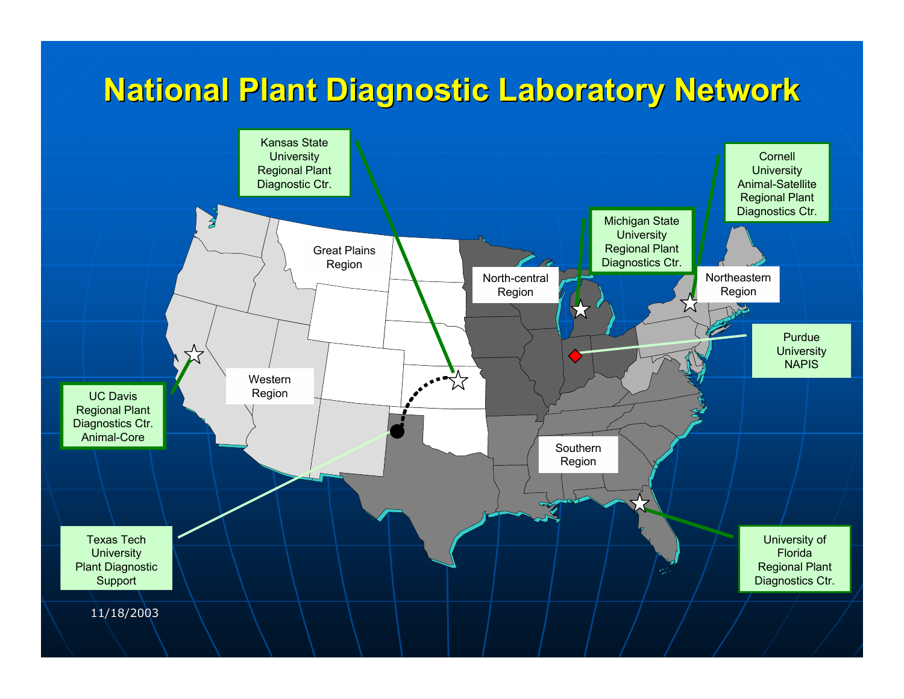# National Plant Diagnostic Laboratory Network

Kansas State University Regional Plant Diagnostic Ctr.

Cornell University Animal-Satellite Regional Plant Diagnostics Ctr.

Michigan State University Regional Plant Diagnostics Ctr.

Great Plains Region

North-central Region

Northeastern Region

Purdue University NAPIS

Western Region

UC Davis Regional Plant Diagnostics Ctr. Animal-Core

Southern Region

Texas Tech University Plant Diagnostic Support

University of Florida Regional Plant Diagnostics Ctr.

11/18/2003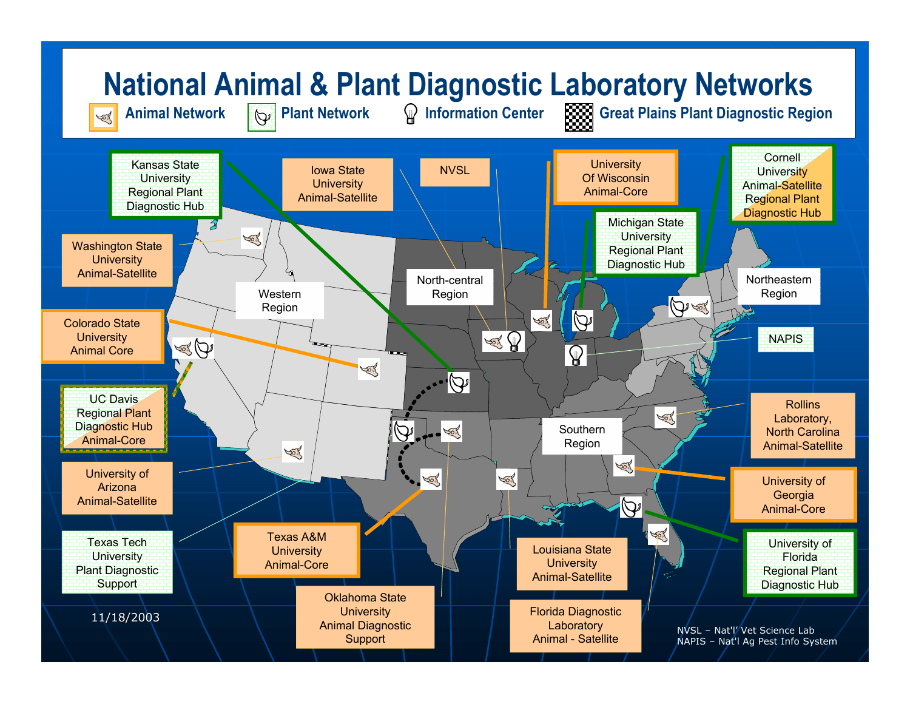# National Animal & Plant Diagnostic Laboratory Networks

Animal Network | Plant Network | Information Center | Great Plains Plant Diagnostic Region

Kansas State University Regional Plant Diagnostic Hub

Iowa State University Animal-Satellite

NVSL

University Of Wisconsin Animal-Core

Cornell University Animal-Satellite Regional Plant Diagnostic Hub

Washington State University Animal-Satellite

Michigan State University Regional Plant Diagnostic Hub

Western Region

North-central Region

Northeastern Region

Colorado State University Animal Core

NAPIS

UC Davis Regional Plant Diagnostic Hub Animal-Core

Southern Region

Rollins Laboratory, North Carolina Animal-Satellite

University of Arizona Animal-Satellite

University of Georgia Animal-Core

Texas Tech University Plant Diagnostic Support

Texas A&M University Animal-Core

Louisiana State University Animal-Satellite

University of Florida Regional Plant Diagnostic Hub

Oklahoma State University Animal Diagnostic Support

Florida Diagnostic Laboratory Animal - Satellite

11/18/2003

NVSL – Nat'l Vet Science Lab
NAPIS – Nat'l Ag Pest Info System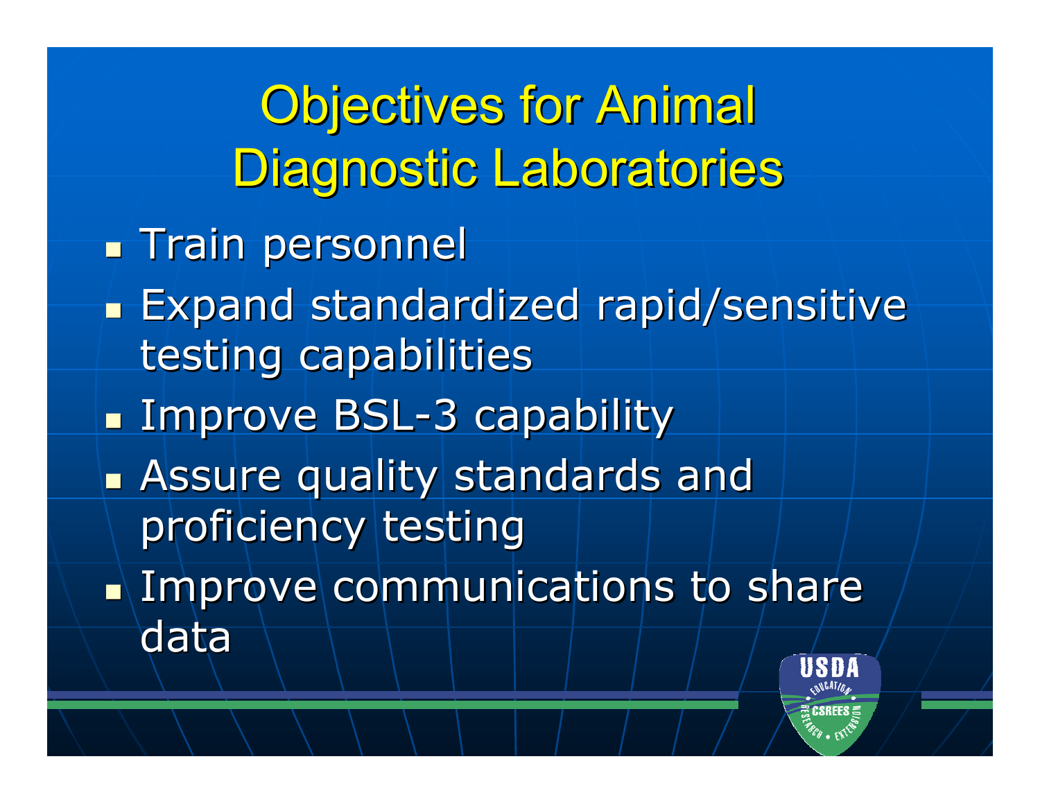# Objectives for Animal Diagnostic Laboratories

- Train personnel
- Expand standardized rapid/sensitive testing capabilities
- Improve BSL-3 capability
- Assure quality standards and proficiency testing
- Improve communications to share data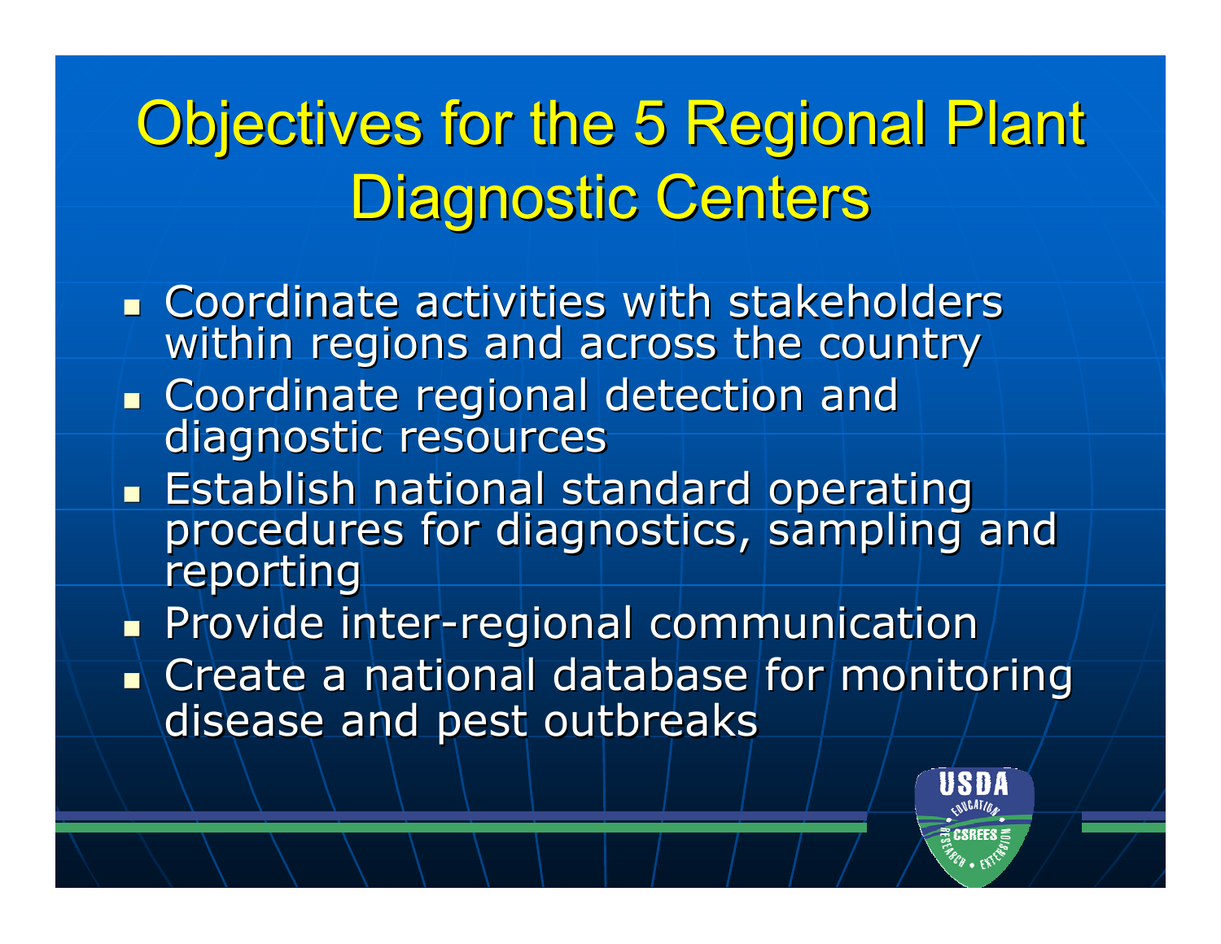# Objectives for the 5 Regional Plant Diagnostic Centers

- Coordinate activities with stakeholders within regions and across the country
- Coordinate regional detection and diagnostic resources
- Establish national standard operating procedures for diagnostics, sampling and reporting
- Provide inter-regional communication
- Create a national database for monitoring disease and pest outbreaks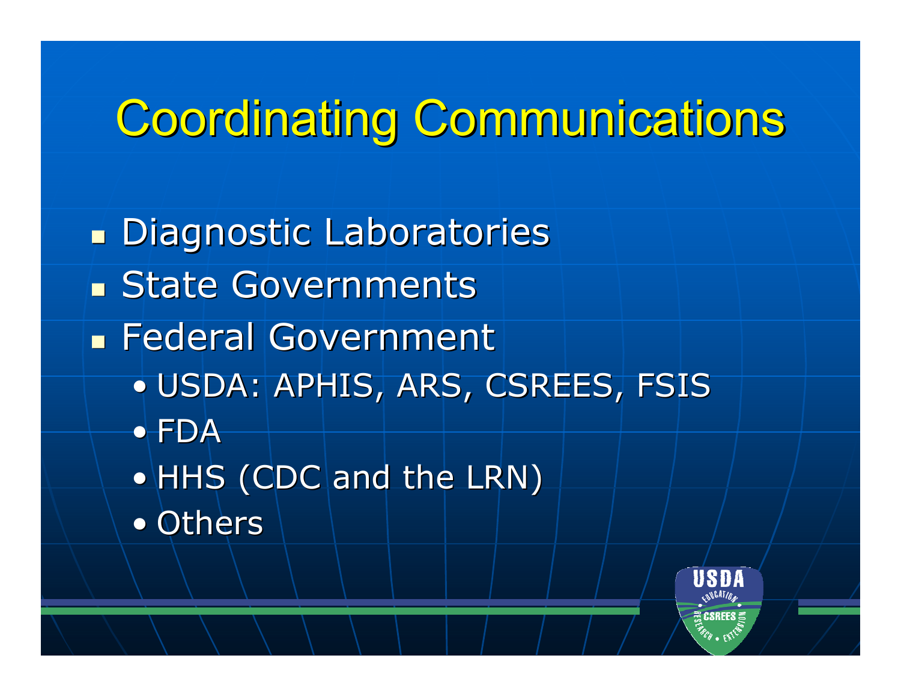# Coordinating Communications

- Diagnostic Laboratories
- State Governments
- Federal Government
  - USDA: APHIS, ARS, CSREES, FSIS
  - FDA
  - HHS (CDC and the LRN)
  - Others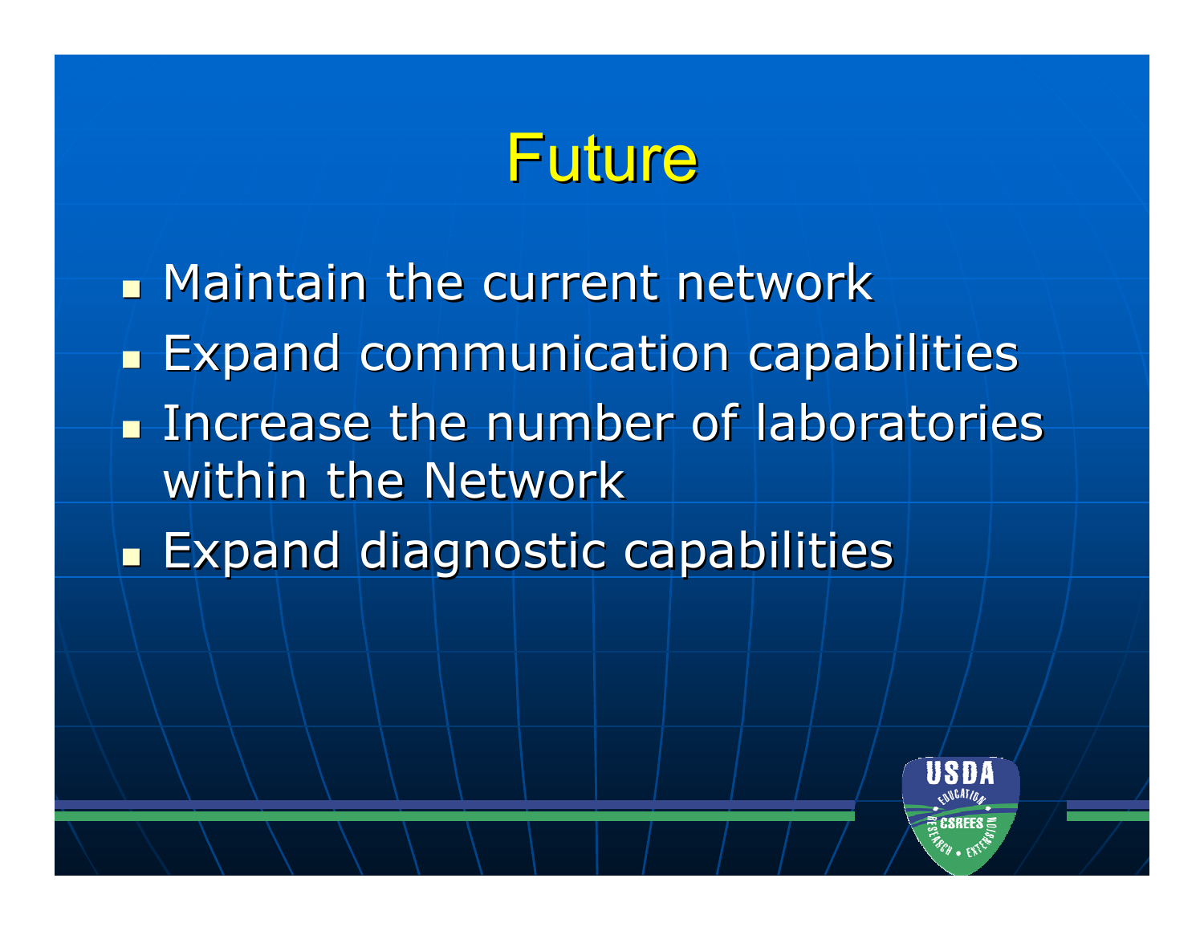# Future

- Maintain the current network
- Expand communication capabilities
- Increase the number of laboratories within the Network
- Expand diagnostic capabilities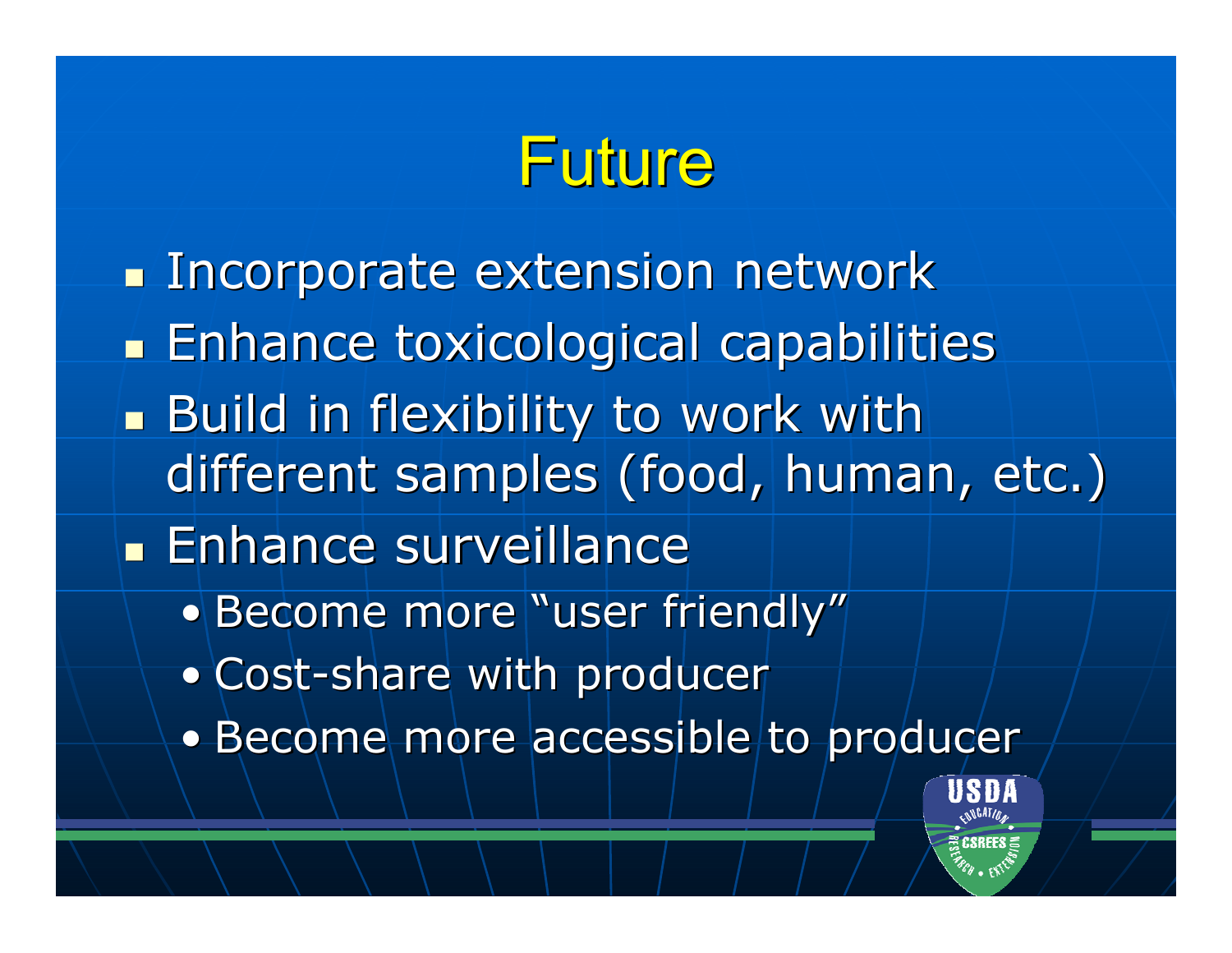# Future

- Incorporate extension network
- Enhance toxicological capabilities
- Build in flexibility to work with different samples (food, human, etc.)
- Enhance surveillance
  - Become more "user friendly"
  - Cost-share with producer
  - Become more accessible to producer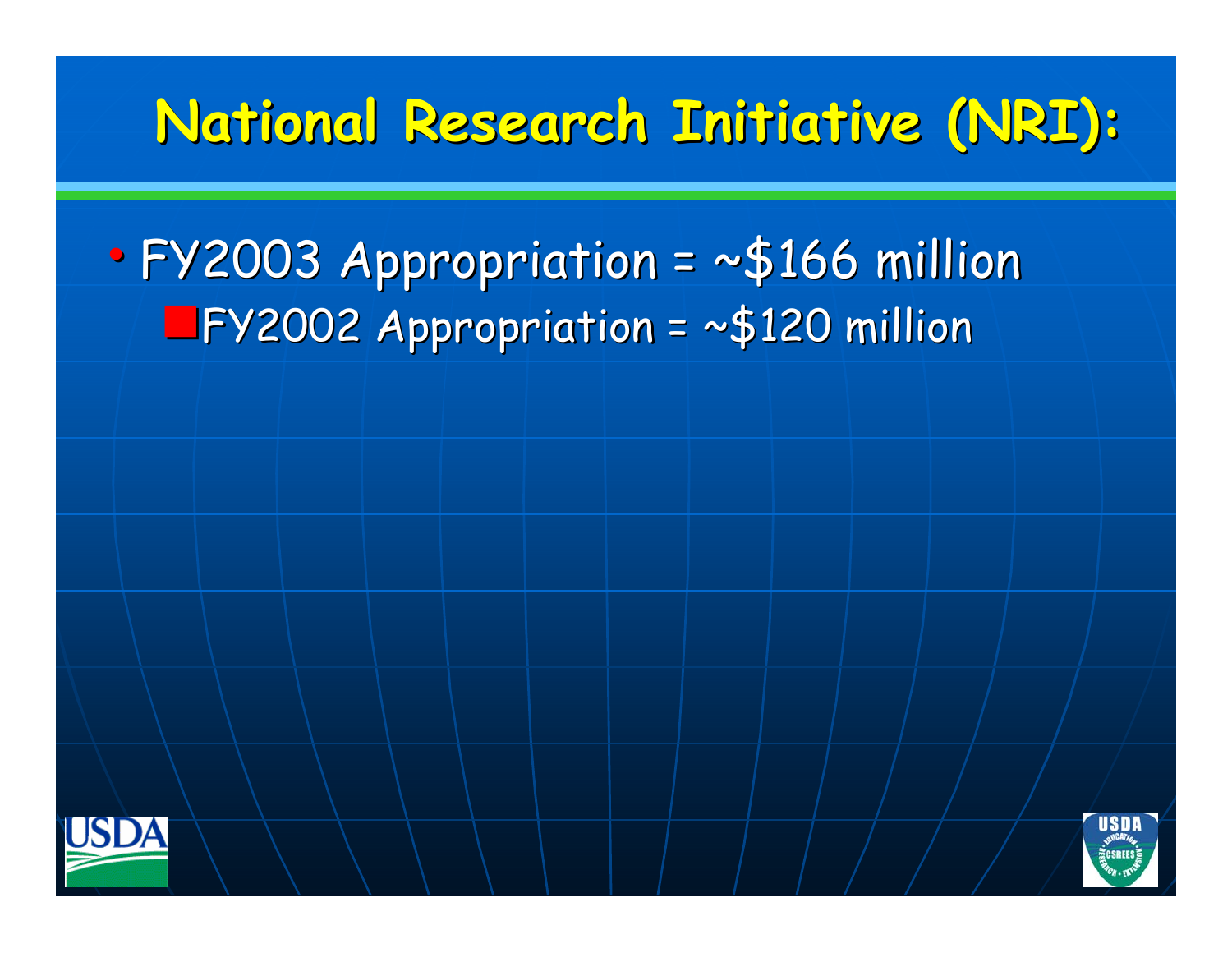# National Research Initiative (NRI):

- FY2003 Appropriation = ~$166 million
  - FY2002 Appropriation = ~$120 million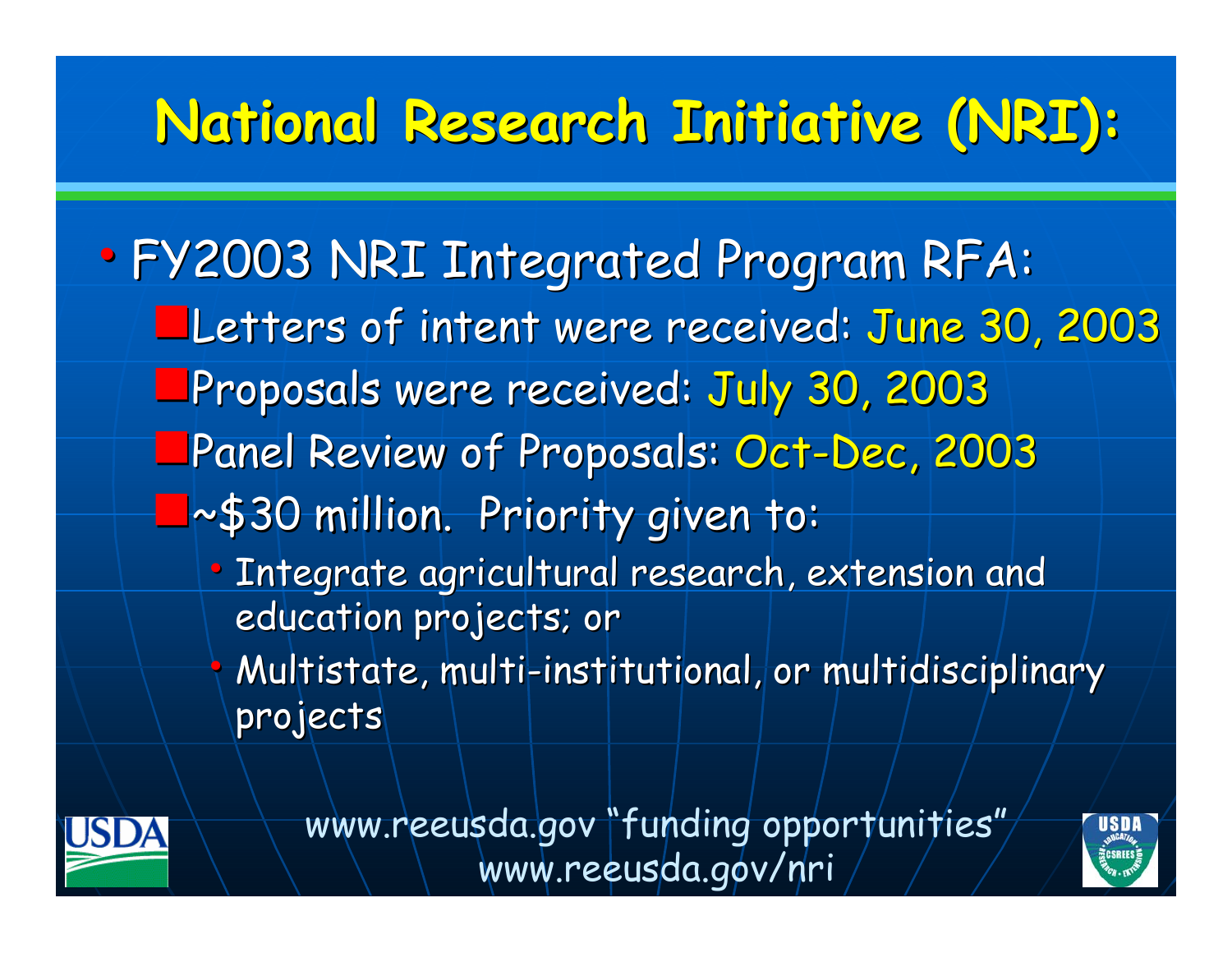# National Research Initiative (NRI):

- FY2003 NRI Integrated Program RFA:
  - Letters of intent were received: June 30, 2003
  - Proposals were received: July 30, 2003
  - Panel Review of Proposals: Oct-Dec, 2003
  - ~$30 million. Priority given to:
    - Integrate agricultural research, extension and education projects; or
    - Multistate, multi-institutional, or multidisciplinary projects

www.reeusda.gov "funding opportunities"
www.reeusda.gov/nri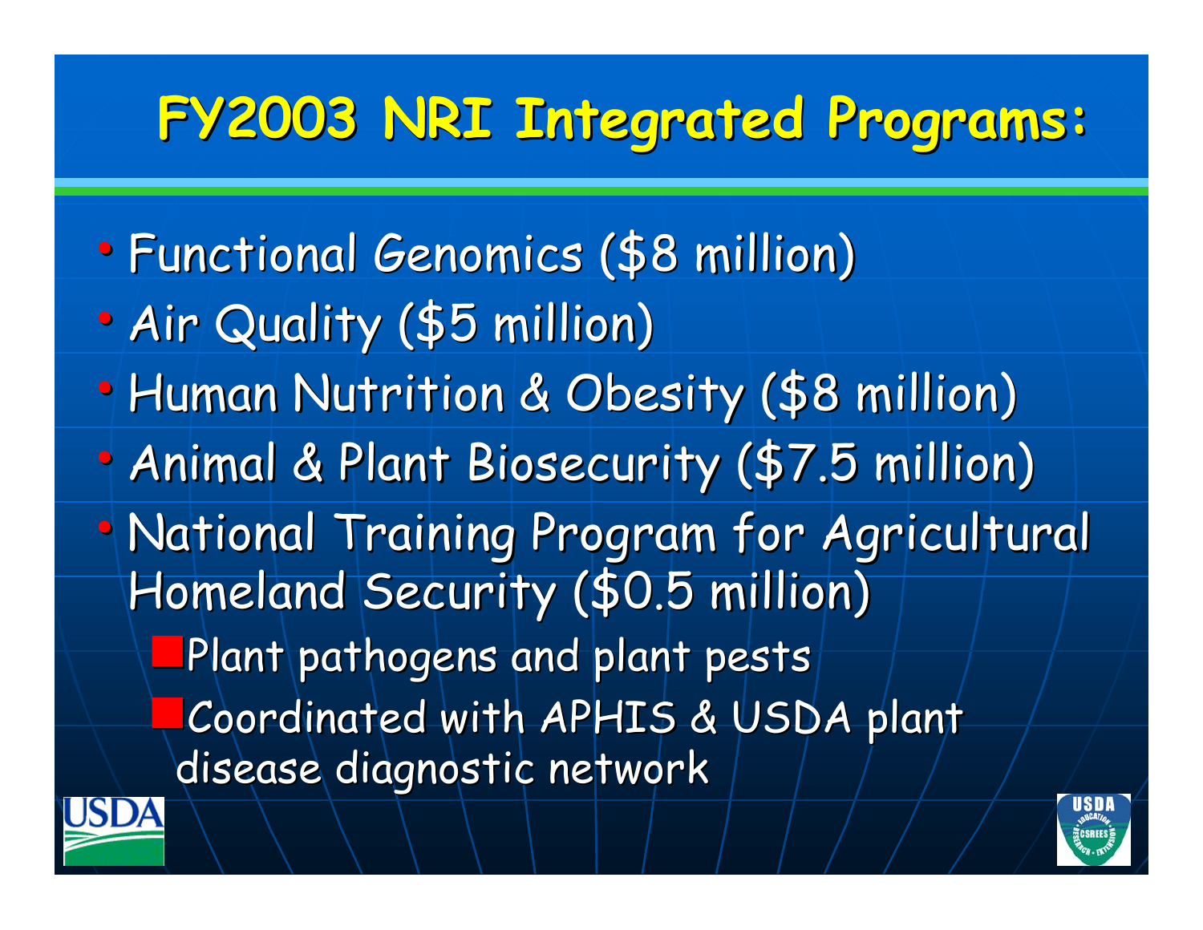# FY2003 NRI Integrated Programs:

- Functional Genomics ($8 million)
- Air Quality ($5 million)
- Human Nutrition & Obesity ($8 million)
- Animal & Plant Biosecurity ($7.5 million)
- National Training Program for Agricultural Homeland Security ($0.5 million)
  - Plant pathogens and plant pests
  - Coordinated with APHIS & USDA plant disease diagnostic network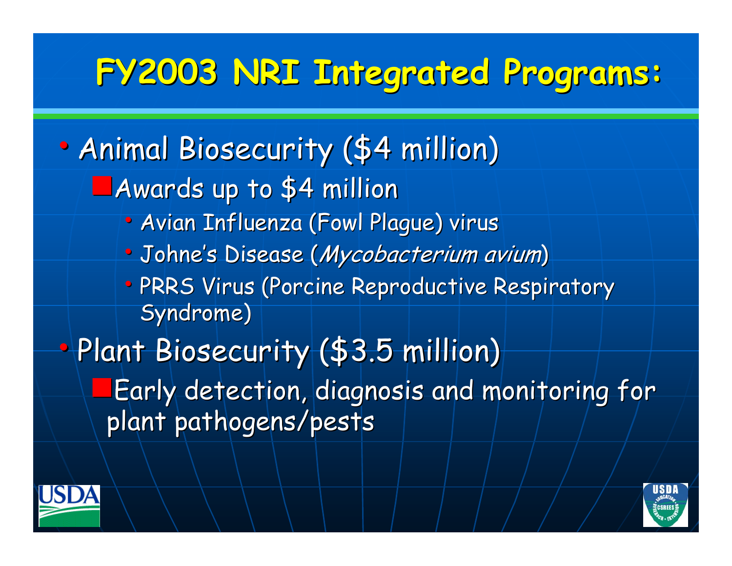# FY2003 NRI Integrated Programs:

- Animal Biosecurity ($4 million)
  - Awards up to $4 million
    - Avian Influenza (Fowl Plague) virus
    - Johne's Disease (*Mycobacterium avium*)
    - PRRS Virus (Porcine Reproductive Respiratory Syndrome)
- Plant Biosecurity ($3.5 million)
  - Early detection, diagnosis and monitoring for plant pathogens/pests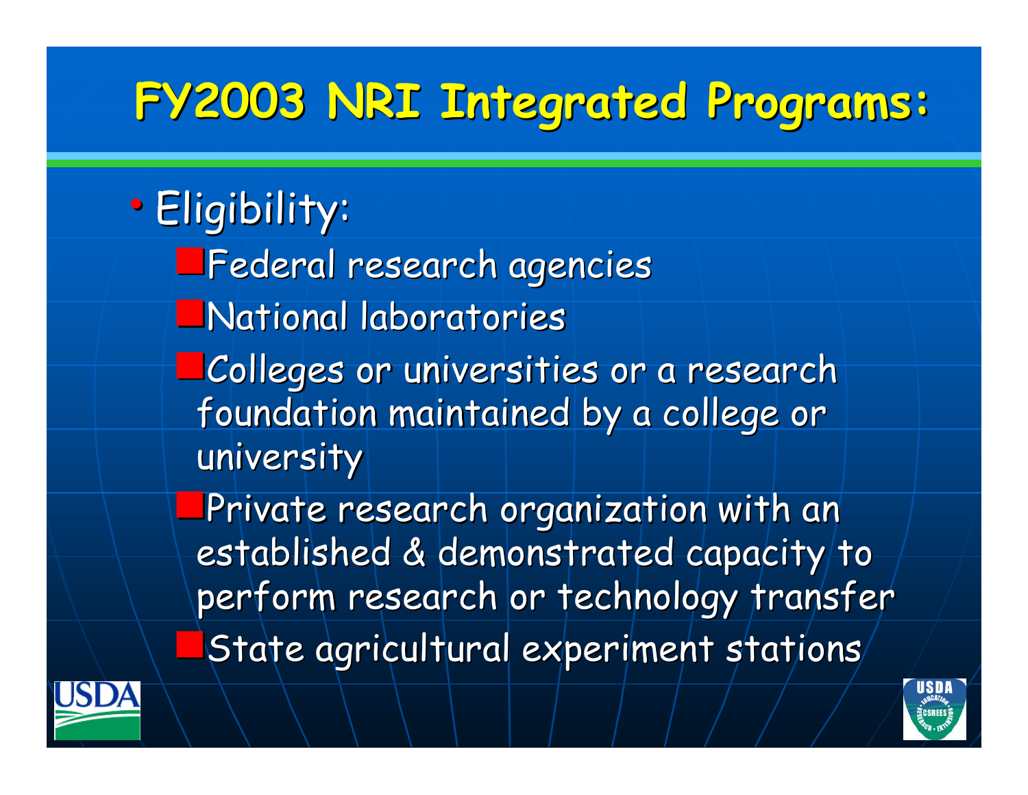# FY2003 NRI Integrated Programs:

- Eligibility:
  - Federal research agencies
  - National laboratories
  - Colleges or universities or a research foundation maintained by a college or university
  - Private research organization with an established & demonstrated capacity to perform research or technology transfer
  - State agricultural experiment stations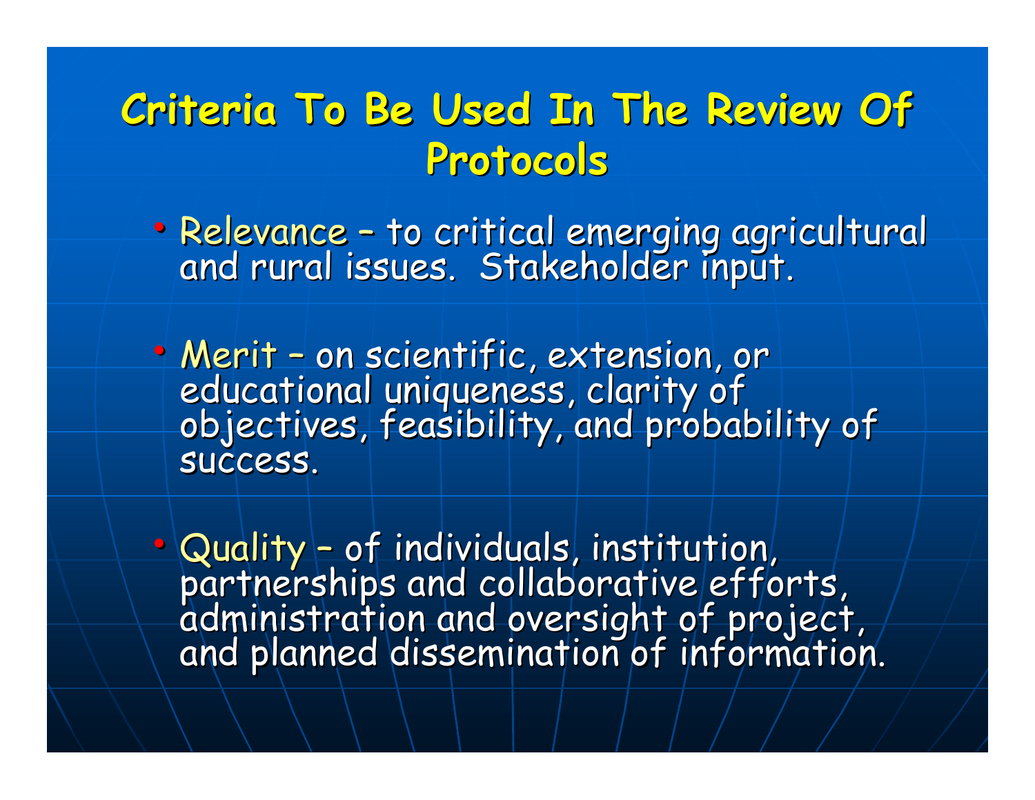# Criteria To Be Used In The Review Of Protocols

- Relevance – to critical emerging agricultural and rural issues. Stakeholder input.
- Merit – on scientific, extension, or educational uniqueness, clarity of objectives, feasibility, and probability of success.
- Quality – of individuals, institution, partnerships and collaborative efforts, administration and oversight of project, and planned dissemination of information.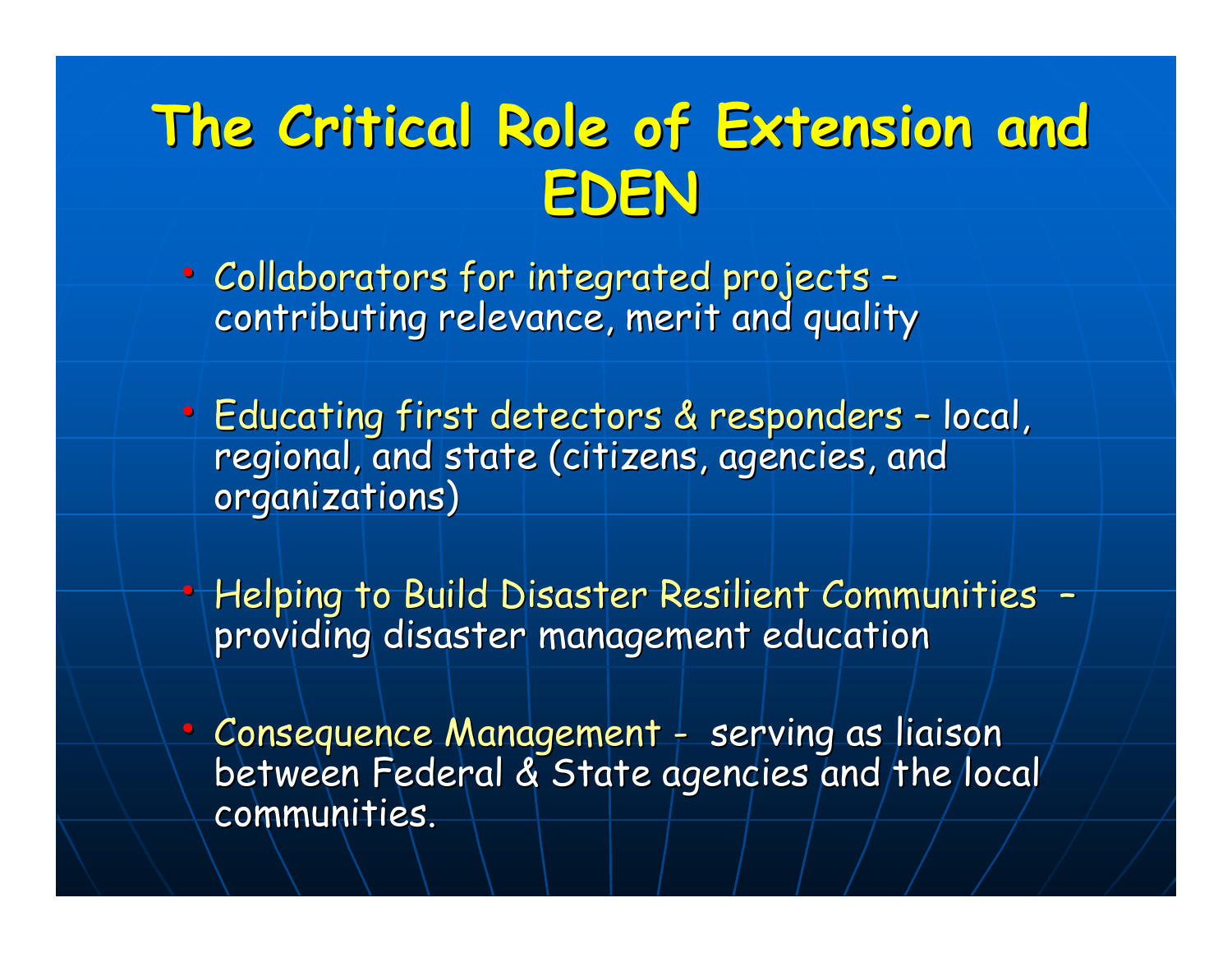# The Critical Role of Extension and EDEN

- Collaborators for integrated projects – contributing relevance, merit and quality
- Educating first detectors & responders – local, regional, and state (citizens, agencies, and organizations)
- Helping to Build Disaster Resilient Communities – providing disaster management education
- Consequence Management - serving as liaison between Federal & State agencies and the local communities.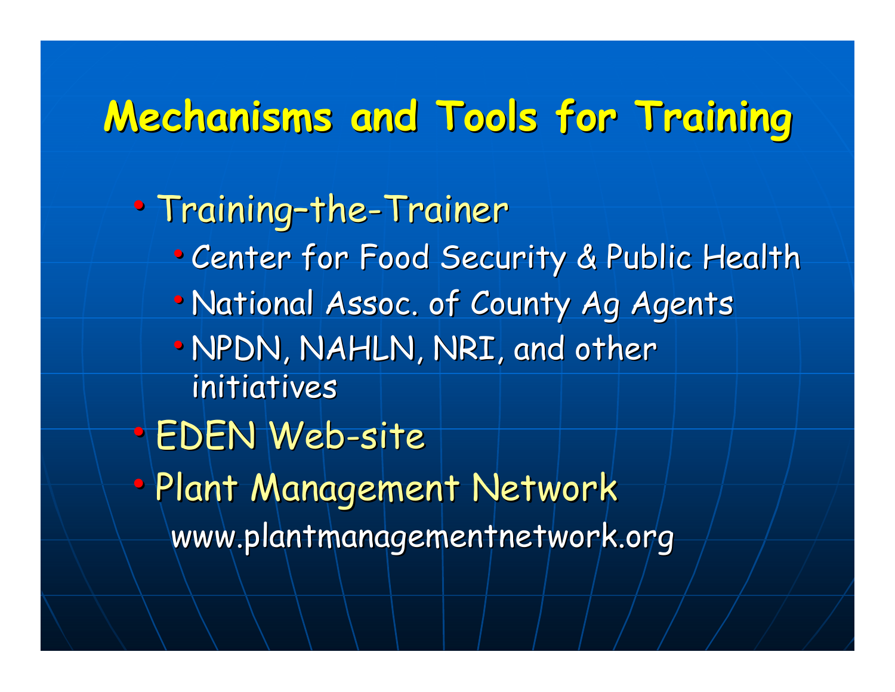# Mechanisms and Tools for Training

- Training–the-Trainer
  - Center for Food Security & Public Health
  - National Assoc. of County Ag Agents
  - NPDN, NAHLN, NRI, and other initiatives
- EDEN Web-site
- Plant Management Network

  www.plantmanagementnetwork.org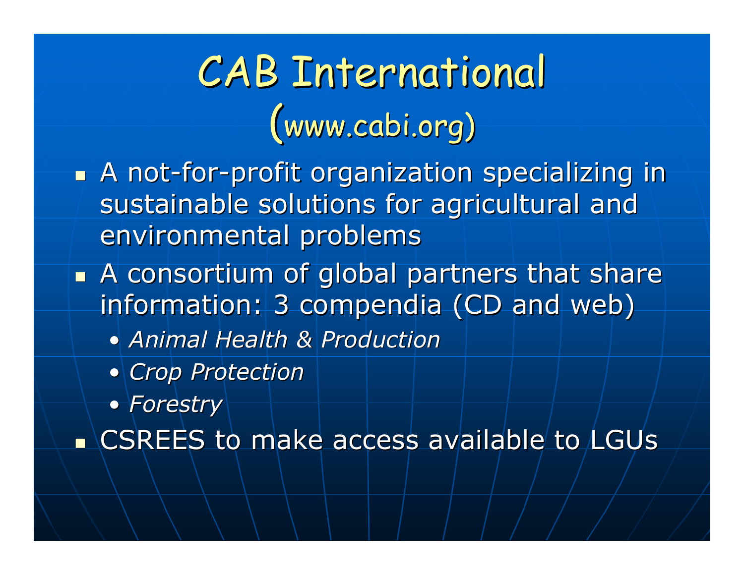# CAB International
## (www.cabi.org)

- A not-for-profit organization specializing in sustainable solutions for agricultural and environmental problems
- A consortium of global partners that share information: 3 compendia (CD and web)
  - *Animal Health & Production*
  - *Crop Protection*
  - *Forestry*
- CSREES to make access available to LGUs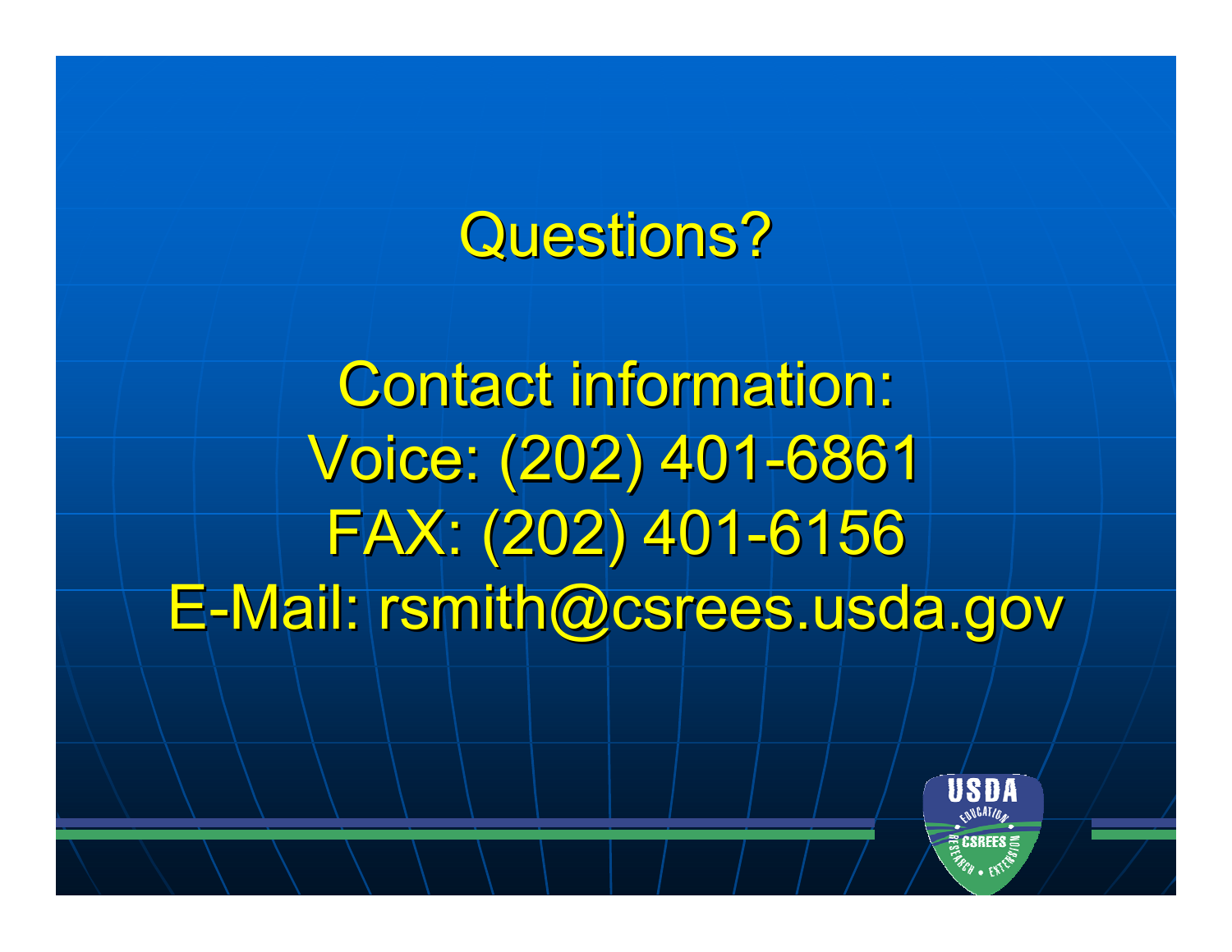# Questions?

Contact information:

Voice: (202) 401-6861

FAX: (202) 401-6156

E-Mail: rsmith@csrees.usda.gov